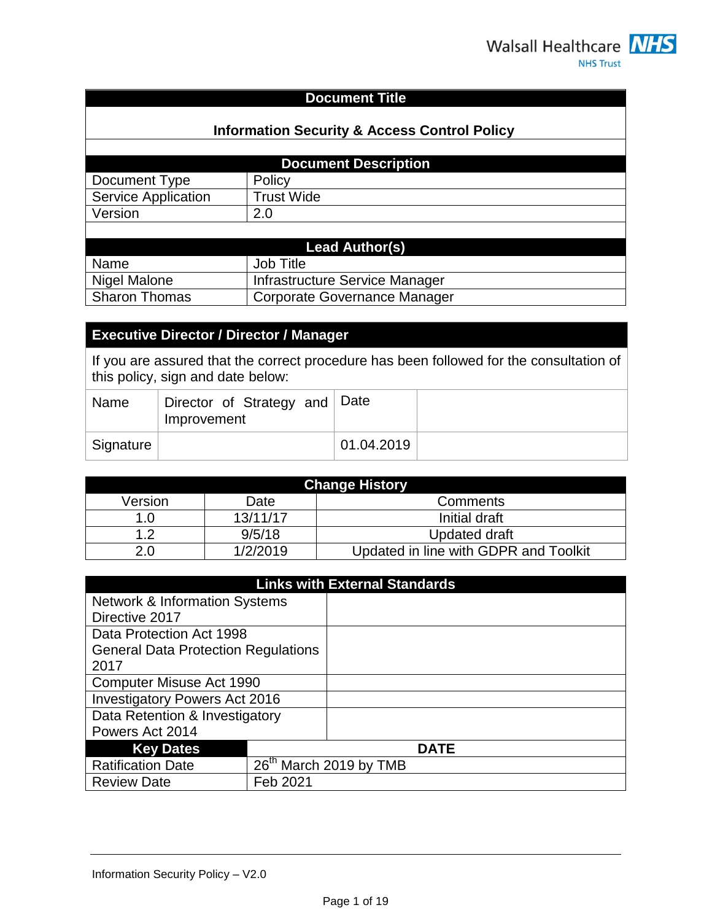Walsall Healthcare NHS Trust

| Document Title | |
|---|---|
| **Information Security & Access Control Policy** | |

| Document Description | |
|---|---|
| Document Type | Policy |
| Service Application | Trust Wide |
| Version | 2.0 |

| Lead Author(s) | |
|---|---|
| Name | Job Title |
| Nigel Malone | Infrastructure Service Manager |
| Sharon Thomas | Corporate Governance Manager |

| Executive Director / Director / Manager | | | |
|---|---|---|---|
| If you are assured that the correct procedure has been followed for the consultation of this policy, sign and date below: | | | |
| Name | Director of Strategy and Improvement | Date | |
| Signature | | 01.04.2019 | |

| Change History | | |
|---|---|---|
| Version | Date | Comments |
| 1.0 | 13/11/17 | Initial draft |
| 1.2 | 9/5/18 | Updated draft |
| 2.0 | 1/2/2019 | Updated in line with GDPR and Toolkit |

| Links with External Standards | |
|---|---|
| Network & Information Systems Directive 2017 | |
| Data Protection Act 1998 General Data Protection Regulations 2017 | |
| Computer Misuse Act 1990 | |
| Investigatory Powers Act 2016 | |
| Data Retention & Investigatory Powers Act 2014 | |
| **Key Dates** | **DATE** |
| Ratification Date | 26th March 2019 by TMB |
| Review Date | Feb 2021 |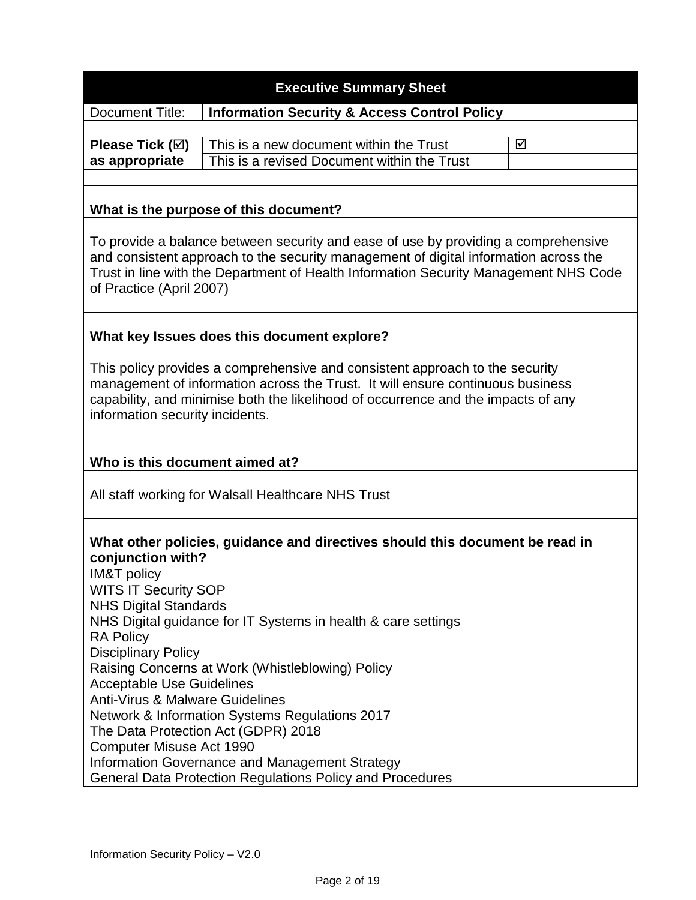## Executive Summary Sheet

| Document Title: | **Information Security & Access Control Policy** | |
|---|---|---|
| **Please Tick (☑) as appropriate** | This is a new document within the Trust | ☑ |
| | This is a revised Document within the Trust | |

**What is the purpose of this document?**

To provide a balance between security and ease of use by providing a comprehensive and consistent approach to the security management of digital information across the Trust in line with the Department of Health Information Security Management NHS Code of Practice (April 2007)

**What key Issues does this document explore?**

This policy provides a comprehensive and consistent approach to the security management of information across the Trust. It will ensure continuous business capability, and minimise both the likelihood of occurrence and the impacts of any information security incidents.

**Who is this document aimed at?**

All staff working for Walsall Healthcare NHS Trust

**What other policies, guidance and directives should this document be read in conjunction with?**

IM&T policy
WITS IT Security SOP
NHS Digital Standards
NHS Digital guidance for IT Systems in health & care settings
RA Policy
Disciplinary Policy
Raising Concerns at Work (Whistleblowing) Policy
Acceptable Use Guidelines
Anti-Virus & Malware Guidelines
Network & Information Systems Regulations 2017
The Data Protection Act (GDPR) 2018
Computer Misuse Act 1990
Information Governance and Management Strategy
General Data Protection Regulations Policy and Procedures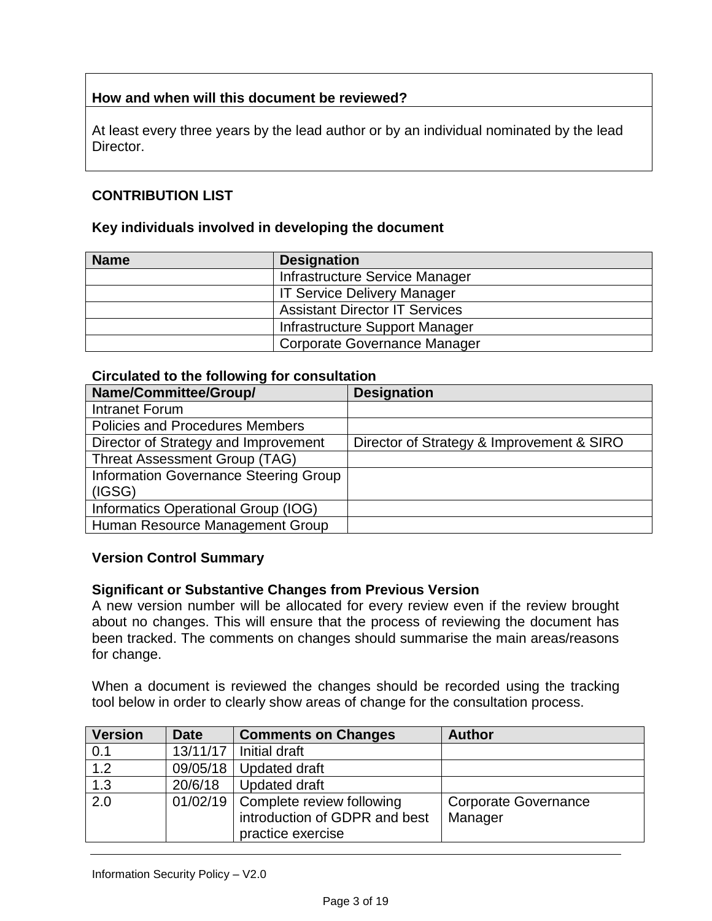| How and when will this document be reviewed? |
| --- |
| At least every three years by the lead author or by an individual nominated by the lead Director. |

**CONTRIBUTION LIST**

**Key individuals involved in developing the document**

| Name | Designation |
| --- | --- |
| | Infrastructure Service Manager |
| | IT Service Delivery Manager |
| | Assistant Director IT Services |
| | Infrastructure Support Manager |
| | Corporate Governance Manager |

**Circulated to the following for consultation**

| Name/Committee/Group/ | Designation |
| --- | --- |
| Intranet Forum | |
| Policies and Procedures Members | |
| Director of Strategy and Improvement | Director of Strategy & Improvement & SIRO |
| Threat Assessment Group (TAG) | |
| Information Governance Steering Group (IGSG) | |
| Informatics Operational Group (IOG) | |
| Human Resource Management Group | |

**Version Control Summary**

**Significant or Substantive Changes from Previous Version**

A new version number will be allocated for every review even if the review brought about no changes. This will ensure that the process of reviewing the document has been tracked. The comments on changes should summarise the main areas/reasons for change.

When a document is reviewed the changes should be recorded using the tracking tool below in order to clearly show areas of change for the consultation process.

| Version | Date | Comments on Changes | Author |
| --- | --- | --- | --- |
| 0.1 | 13/11/17 | Initial draft | |
| 1.2 | 09/05/18 | Updated draft | |
| 1.3 | 20/6/18 | Updated draft | |
| 2.0 | 01/02/19 | Complete review following introduction of GDPR and best practice exercise | Corporate Governance Manager |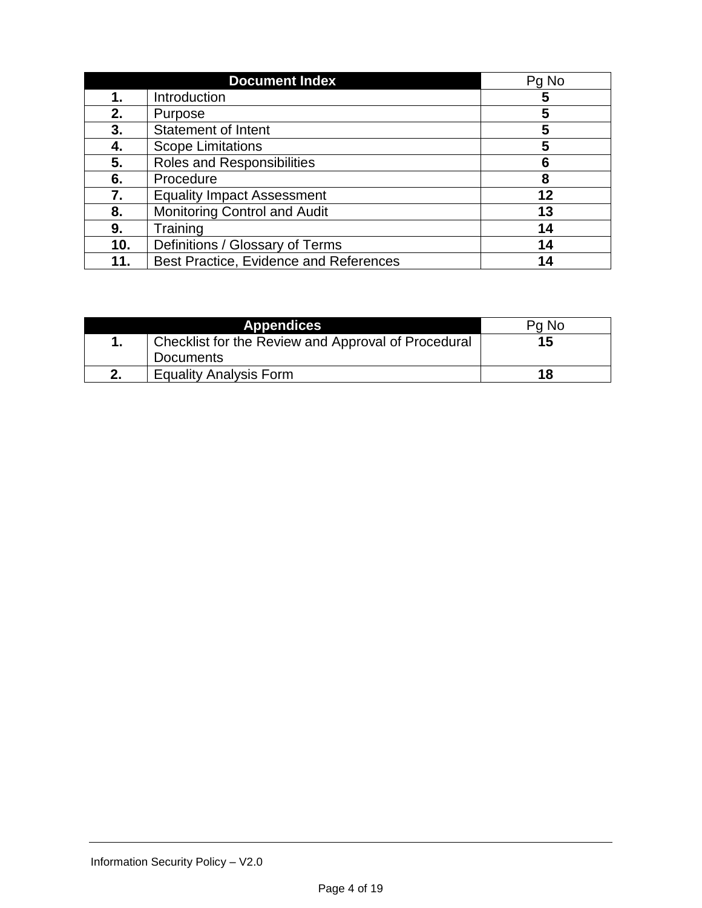| Document Index | | Pg No |
|---|---|---|
| **1.** | Introduction | **5** |
| **2.** | Purpose | **5** |
| **3.** | Statement of Intent | **5** |
| **4.** | Scope Limitations | **5** |
| **5.** | Roles and Responsibilities | **6** |
| **6.** | Procedure | **8** |
| **7.** | Equality Impact Assessment | **12** |
| **8.** | Monitoring Control and Audit | **13** |
| **9.** | Training | **14** |
| **10.** | Definitions / Glossary of Terms | **14** |
| **11.** | Best Practice, Evidence and References | **14** |

| Appendices | | Pg No |
|---|---|---|
| **1.** | Checklist for the Review and Approval of Procedural Documents | **15** |
| **2.** | Equality Analysis Form | **18** |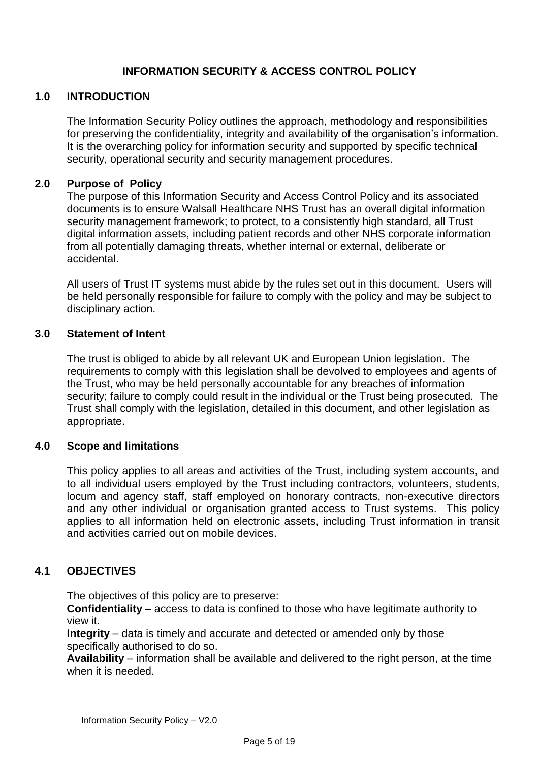# INFORMATION SECURITY & ACCESS CONTROL POLICY

## 1.0 INTRODUCTION

The Information Security Policy outlines the approach, methodology and responsibilities for preserving the confidentiality, integrity and availability of the organisation's information. It is the overarching policy for information security and supported by specific technical security, operational security and security management procedures.

## 2.0 Purpose of Policy

The purpose of this Information Security and Access Control Policy and its associated documents is to ensure Walsall Healthcare NHS Trust has an overall digital information security management framework; to protect, to a consistently high standard, all Trust digital information assets, including patient records and other NHS corporate information from all potentially damaging threats, whether internal or external, deliberate or accidental.

All users of Trust IT systems must abide by the rules set out in this document. Users will be held personally responsible for failure to comply with the policy and may be subject to disciplinary action.

## 3.0 Statement of Intent

The trust is obliged to abide by all relevant UK and European Union legislation. The requirements to comply with this legislation shall be devolved to employees and agents of the Trust, who may be held personally accountable for any breaches of information security; failure to comply could result in the individual or the Trust being prosecuted. The Trust shall comply with the legislation, detailed in this document, and other legislation as appropriate.

## 4.0 Scope and limitations

This policy applies to all areas and activities of the Trust, including system accounts, and to all individual users employed by the Trust including contractors, volunteers, students, locum and agency staff, staff employed on honorary contracts, non-executive directors and any other individual or organisation granted access to Trust systems. This policy applies to all information held on electronic assets, including Trust information in transit and activities carried out on mobile devices.

## 4.1 OBJECTIVES

The objectives of this policy are to preserve:

**Confidentiality** – access to data is confined to those who have legitimate authority to view it.

**Integrity** – data is timely and accurate and detected or amended only by those specifically authorised to do so.

**Availability** – information shall be available and delivered to the right person, at the time when it is needed.

Information Security Policy – V2.0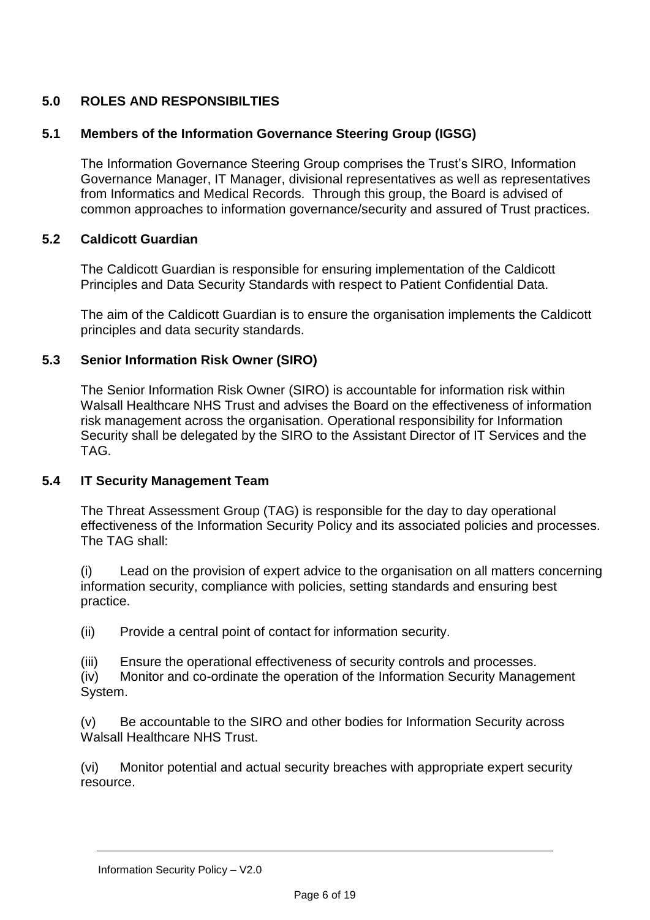## 5.0 ROLES AND RESPONSIBILTIES

### 5.1 Members of the Information Governance Steering Group (IGSG)

The Information Governance Steering Group comprises the Trust's SIRO, Information Governance Manager, IT Manager, divisional representatives as well as representatives from Informatics and Medical Records. Through this group, the Board is advised of common approaches to information governance/security and assured of Trust practices.

### 5.2 Caldicott Guardian

The Caldicott Guardian is responsible for ensuring implementation of the Caldicott Principles and Data Security Standards with respect to Patient Confidential Data.

The aim of the Caldicott Guardian is to ensure the organisation implements the Caldicott principles and data security standards.

### 5.3 Senior Information Risk Owner (SIRO)

The Senior Information Risk Owner (SIRO) is accountable for information risk within Walsall Healthcare NHS Trust and advises the Board on the effectiveness of information risk management across the organisation. Operational responsibility for Information Security shall be delegated by the SIRO to the Assistant Director of IT Services and the TAG.

### 5.4 IT Security Management Team

The Threat Assessment Group (TAG) is responsible for the day to day operational effectiveness of the Information Security Policy and its associated policies and processes. The TAG shall:

(i) Lead on the provision of expert advice to the organisation on all matters concerning information security, compliance with policies, setting standards and ensuring best practice.

(ii) Provide a central point of contact for information security.

(iii) Ensure the operational effectiveness of security controls and processes.

(iv) Monitor and co-ordinate the operation of the Information Security Management System.

(v) Be accountable to the SIRO and other bodies for Information Security across Walsall Healthcare NHS Trust.

(vi) Monitor potential and actual security breaches with appropriate expert security resource.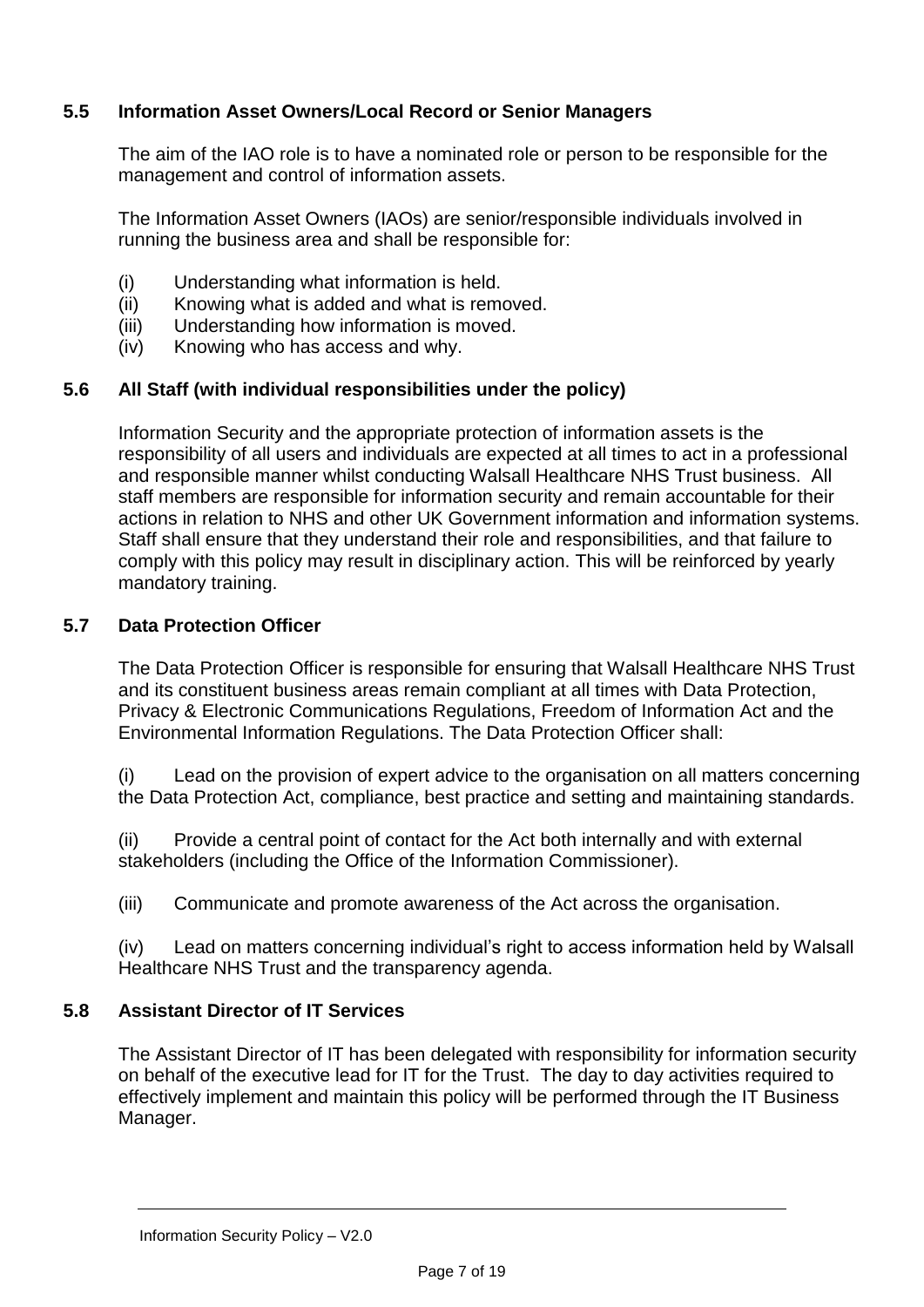### 5.5 Information Asset Owners/Local Record or Senior Managers

The aim of the IAO role is to have a nominated role or person to be responsible for the management and control of information assets.

The Information Asset Owners (IAOs) are senior/responsible individuals involved in running the business area and shall be responsible for:

(i) Understanding what information is held.
(ii) Knowing what is added and what is removed.
(iii) Understanding how information is moved.
(iv) Knowing who has access and why.

### 5.6 All Staff (with individual responsibilities under the policy)

Information Security and the appropriate protection of information assets is the responsibility of all users and individuals are expected at all times to act in a professional and responsible manner whilst conducting Walsall Healthcare NHS Trust business. All staff members are responsible for information security and remain accountable for their actions in relation to NHS and other UK Government information and information systems. Staff shall ensure that they understand their role and responsibilities, and that failure to comply with this policy may result in disciplinary action. This will be reinforced by yearly mandatory training.

### 5.7 Data Protection Officer

The Data Protection Officer is responsible for ensuring that Walsall Healthcare NHS Trust and its constituent business areas remain compliant at all times with Data Protection, Privacy & Electronic Communications Regulations, Freedom of Information Act and the Environmental Information Regulations. The Data Protection Officer shall:

(i) Lead on the provision of expert advice to the organisation on all matters concerning the Data Protection Act, compliance, best practice and setting and maintaining standards.

(ii) Provide a central point of contact for the Act both internally and with external stakeholders (including the Office of the Information Commissioner).

(iii) Communicate and promote awareness of the Act across the organisation.

(iv) Lead on matters concerning individual's right to access information held by Walsall Healthcare NHS Trust and the transparency agenda.

### 5.8 Assistant Director of IT Services

The Assistant Director of IT has been delegated with responsibility for information security on behalf of the executive lead for IT for the Trust. The day to day activities required to effectively implement and maintain this policy will be performed through the IT Business Manager.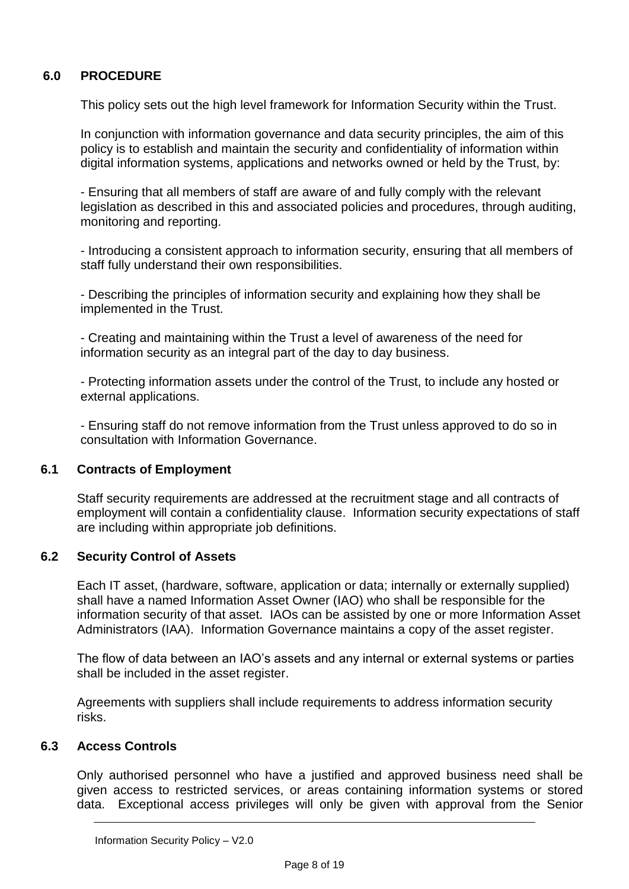## 6.0 PROCEDURE

This policy sets out the high level framework for Information Security within the Trust.

In conjunction with information governance and data security principles, the aim of this policy is to establish and maintain the security and confidentiality of information within digital information systems, applications and networks owned or held by the Trust, by:

- Ensuring that all members of staff are aware of and fully comply with the relevant legislation as described in this and associated policies and procedures, through auditing, monitoring and reporting.

- Introducing a consistent approach to information security, ensuring that all members of staff fully understand their own responsibilities.

- Describing the principles of information security and explaining how they shall be implemented in the Trust.

- Creating and maintaining within the Trust a level of awareness of the need for information security as an integral part of the day to day business.

- Protecting information assets under the control of the Trust, to include any hosted or external applications.

- Ensuring staff do not remove information from the Trust unless approved to do so in consultation with Information Governance.

### 6.1 Contracts of Employment

Staff security requirements are addressed at the recruitment stage and all contracts of employment will contain a confidentiality clause. Information security expectations of staff are including within appropriate job definitions.

### 6.2 Security Control of Assets

Each IT asset, (hardware, software, application or data; internally or externally supplied) shall have a named Information Asset Owner (IAO) who shall be responsible for the information security of that asset. IAOs can be assisted by one or more Information Asset Administrators (IAA). Information Governance maintains a copy of the asset register.

The flow of data between an IAO's assets and any internal or external systems or parties shall be included in the asset register.

Agreements with suppliers shall include requirements to address information security risks.

### 6.3 Access Controls

Only authorised personnel who have a justified and approved business need shall be given access to restricted services, or areas containing information systems or stored data. Exceptional access privileges will only be given with approval from the Senior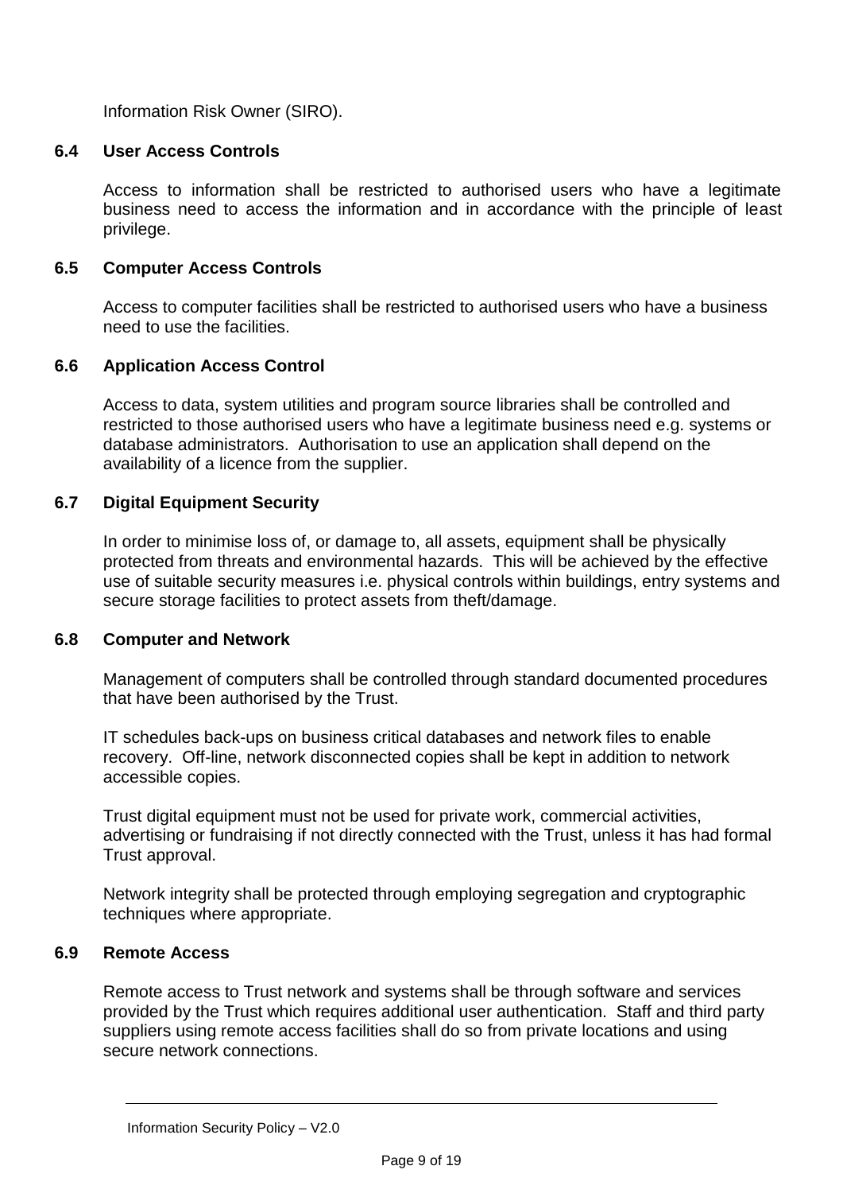Information Risk Owner (SIRO).

### 6.4 User Access Controls

Access to information shall be restricted to authorised users who have a legitimate business need to access the information and in accordance with the principle of least privilege.

### 6.5 Computer Access Controls

Access to computer facilities shall be restricted to authorised users who have a business need to use the facilities.

### 6.6 Application Access Control

Access to data, system utilities and program source libraries shall be controlled and restricted to those authorised users who have a legitimate business need e.g. systems or database administrators. Authorisation to use an application shall depend on the availability of a licence from the supplier.

### 6.7 Digital Equipment Security

In order to minimise loss of, or damage to, all assets, equipment shall be physically protected from threats and environmental hazards. This will be achieved by the effective use of suitable security measures i.e. physical controls within buildings, entry systems and secure storage facilities to protect assets from theft/damage.

### 6.8 Computer and Network

Management of computers shall be controlled through standard documented procedures that have been authorised by the Trust.

IT schedules back-ups on business critical databases and network files to enable recovery. Off-line, network disconnected copies shall be kept in addition to network accessible copies.

Trust digital equipment must not be used for private work, commercial activities, advertising or fundraising if not directly connected with the Trust, unless it has had formal Trust approval.

Network integrity shall be protected through employing segregation and cryptographic techniques where appropriate.

### 6.9 Remote Access

Remote access to Trust network and systems shall be through software and services provided by the Trust which requires additional user authentication. Staff and third party suppliers using remote access facilities shall do so from private locations and using secure network connections.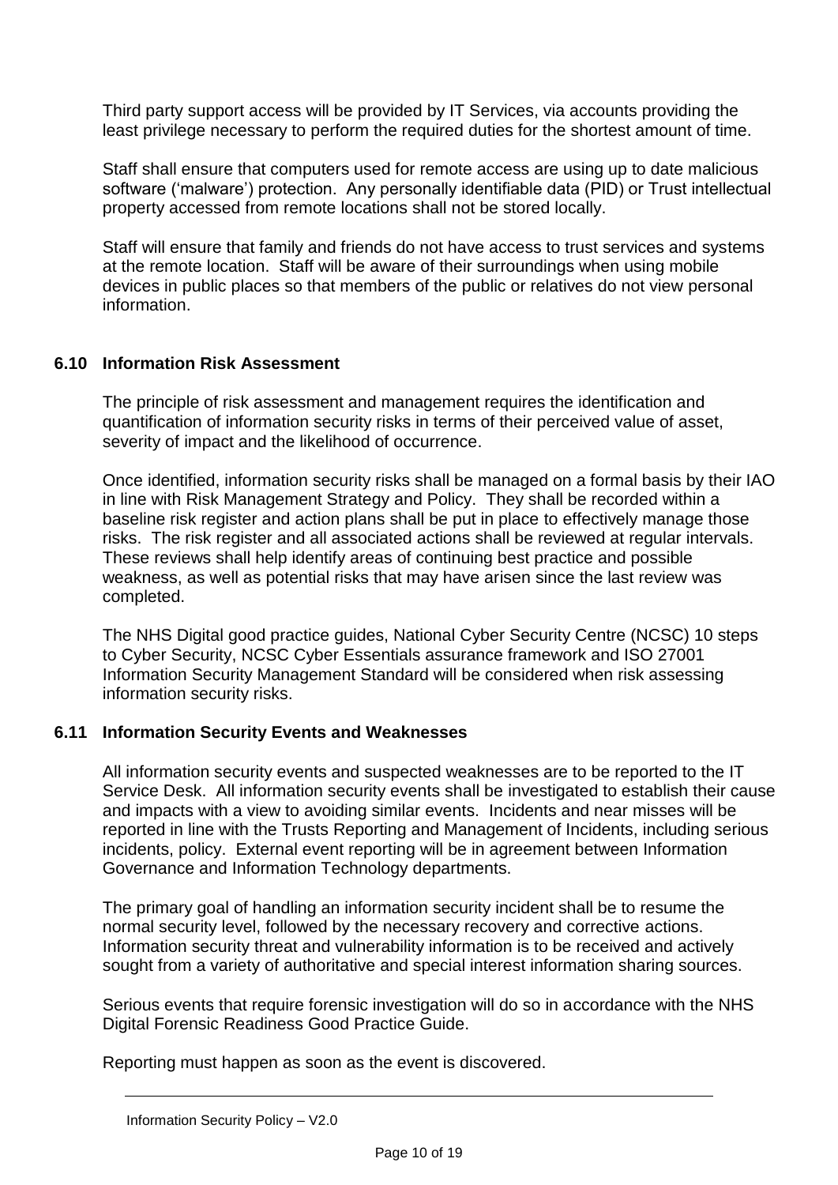Third party support access will be provided by IT Services, via accounts providing the least privilege necessary to perform the required duties for the shortest amount of time.

Staff shall ensure that computers used for remote access are using up to date malicious software ('malware') protection. Any personally identifiable data (PID) or Trust intellectual property accessed from remote locations shall not be stored locally.

Staff will ensure that family and friends do not have access to trust services and systems at the remote location. Staff will be aware of their surroundings when using mobile devices in public places so that members of the public or relatives do not view personal information.

### 6.10 Information Risk Assessment

The principle of risk assessment and management requires the identification and quantification of information security risks in terms of their perceived value of asset, severity of impact and the likelihood of occurrence.

Once identified, information security risks shall be managed on a formal basis by their IAO in line with Risk Management Strategy and Policy. They shall be recorded within a baseline risk register and action plans shall be put in place to effectively manage those risks. The risk register and all associated actions shall be reviewed at regular intervals. These reviews shall help identify areas of continuing best practice and possible weakness, as well as potential risks that may have arisen since the last review was completed.

The NHS Digital good practice guides, National Cyber Security Centre (NCSC) 10 steps to Cyber Security, NCSC Cyber Essentials assurance framework and ISO 27001 Information Security Management Standard will be considered when risk assessing information security risks.

### 6.11 Information Security Events and Weaknesses

All information security events and suspected weaknesses are to be reported to the IT Service Desk. All information security events shall be investigated to establish their cause and impacts with a view to avoiding similar events. Incidents and near misses will be reported in line with the Trusts Reporting and Management of Incidents, including serious incidents, policy. External event reporting will be in agreement between Information Governance and Information Technology departments.

The primary goal of handling an information security incident shall be to resume the normal security level, followed by the necessary recovery and corrective actions. Information security threat and vulnerability information is to be received and actively sought from a variety of authoritative and special interest information sharing sources.

Serious events that require forensic investigation will do so in accordance with the NHS Digital Forensic Readiness Good Practice Guide.

Reporting must happen as soon as the event is discovered.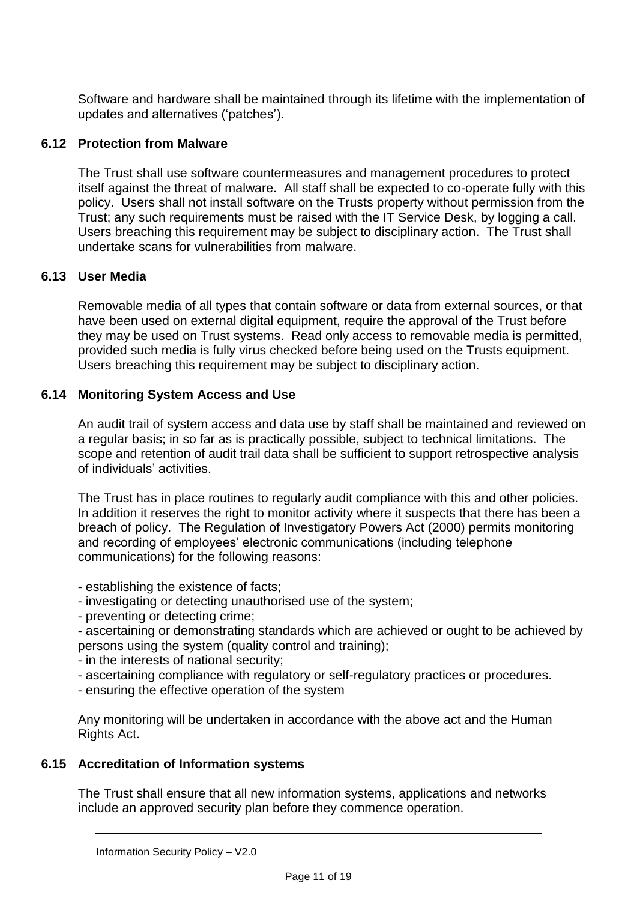Software and hardware shall be maintained through its lifetime with the implementation of updates and alternatives ('patches').

### 6.12 Protection from Malware

The Trust shall use software countermeasures and management procedures to protect itself against the threat of malware. All staff shall be expected to co-operate fully with this policy. Users shall not install software on the Trusts property without permission from the Trust; any such requirements must be raised with the IT Service Desk, by logging a call. Users breaching this requirement may be subject to disciplinary action. The Trust shall undertake scans for vulnerabilities from malware.

### 6.13 User Media

Removable media of all types that contain software or data from external sources, or that have been used on external digital equipment, require the approval of the Trust before they may be used on Trust systems. Read only access to removable media is permitted, provided such media is fully virus checked before being used on the Trusts equipment. Users breaching this requirement may be subject to disciplinary action.

### 6.14 Monitoring System Access and Use

An audit trail of system access and data use by staff shall be maintained and reviewed on a regular basis; in so far as is practically possible, subject to technical limitations. The scope and retention of audit trail data shall be sufficient to support retrospective analysis of individuals' activities.

The Trust has in place routines to regularly audit compliance with this and other policies. In addition it reserves the right to monitor activity where it suspects that there has been a breach of policy. The Regulation of Investigatory Powers Act (2000) permits monitoring and recording of employees' electronic communications (including telephone communications) for the following reasons:

- establishing the existence of facts;
- investigating or detecting unauthorised use of the system;
- preventing or detecting crime;
- ascertaining or demonstrating standards which are achieved or ought to be achieved by persons using the system (quality control and training);
- in the interests of national security;
- ascertaining compliance with regulatory or self-regulatory practices or procedures.
- ensuring the effective operation of the system

Any monitoring will be undertaken in accordance with the above act and the Human Rights Act.

### 6.15 Accreditation of Information systems

The Trust shall ensure that all new information systems, applications and networks include an approved security plan before they commence operation.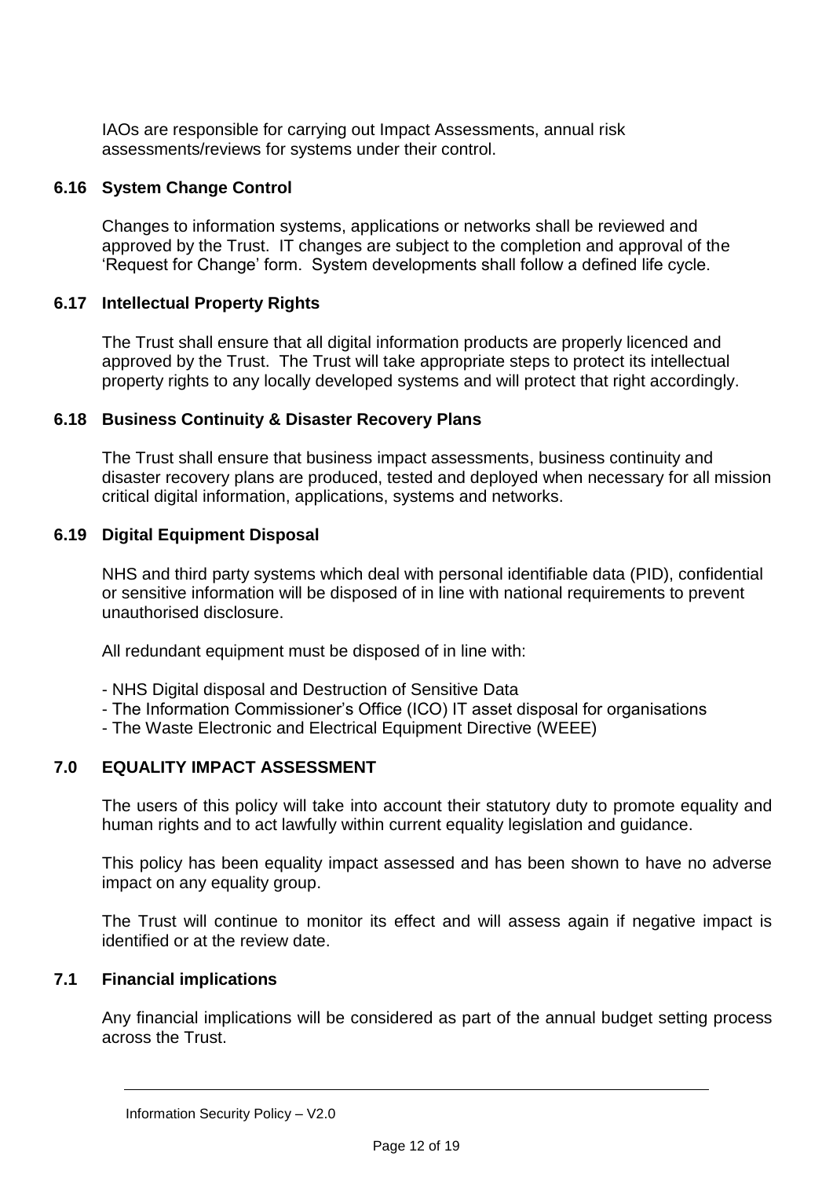IAOs are responsible for carrying out Impact Assessments, annual risk assessments/reviews for systems under their control.

### 6.16 System Change Control

Changes to information systems, applications or networks shall be reviewed and approved by the Trust. IT changes are subject to the completion and approval of the 'Request for Change' form. System developments shall follow a defined life cycle.

### 6.17 Intellectual Property Rights

The Trust shall ensure that all digital information products are properly licenced and approved by the Trust. The Trust will take appropriate steps to protect its intellectual property rights to any locally developed systems and will protect that right accordingly.

### 6.18 Business Continuity & Disaster Recovery Plans

The Trust shall ensure that business impact assessments, business continuity and disaster recovery plans are produced, tested and deployed when necessary for all mission critical digital information, applications, systems and networks.

### 6.19 Digital Equipment Disposal

NHS and third party systems which deal with personal identifiable data (PID), confidential or sensitive information will be disposed of in line with national requirements to prevent unauthorised disclosure.

All redundant equipment must be disposed of in line with:

- NHS Digital disposal and Destruction of Sensitive Data
- The Information Commissioner's Office (ICO) IT asset disposal for organisations
- The Waste Electronic and Electrical Equipment Directive (WEEE)

## 7.0 EQUALITY IMPACT ASSESSMENT

The users of this policy will take into account their statutory duty to promote equality and human rights and to act lawfully within current equality legislation and guidance.

This policy has been equality impact assessed and has been shown to have no adverse impact on any equality group.

The Trust will continue to monitor its effect and will assess again if negative impact is identified or at the review date.

### 7.1 Financial implications

Any financial implications will be considered as part of the annual budget setting process across the Trust.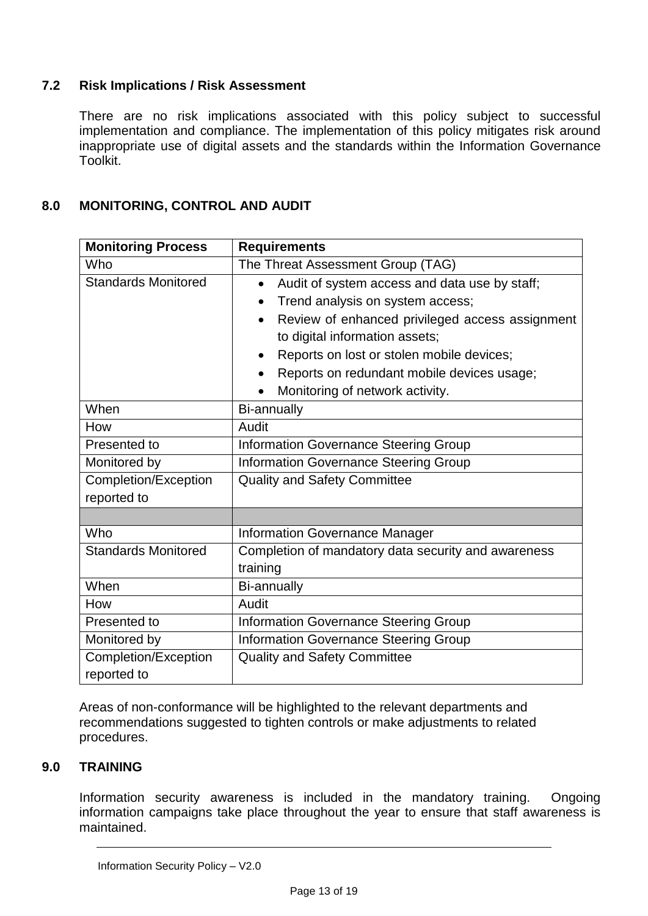### 7.2 Risk Implications / Risk Assessment

There are no risk implications associated with this policy subject to successful implementation and compliance. The implementation of this policy mitigates risk around inappropriate use of digital assets and the standards within the Information Governance Toolkit.

## 8.0 MONITORING, CONTROL AND AUDIT

| Monitoring Process | Requirements |
|---|---|
| Who | The Threat Assessment Group (TAG) |
| Standards Monitored | • Audit of system access and data use by staff;<br>• Trend analysis on system access;<br>• Review of enhanced privileged access assignment to digital information assets;<br>• Reports on lost or stolen mobile devices;<br>• Reports on redundant mobile devices usage;<br>• Monitoring of network activity. |
| When | Bi-annually |
| How | Audit |
| Presented to | Information Governance Steering Group |
| Monitored by | Information Governance Steering Group |
| Completion/Exception reported to | Quality and Safety Committee |
| | |
| Who | Information Governance Manager |
| Standards Monitored | Completion of mandatory data security and awareness training |
| When | Bi-annually |
| How | Audit |
| Presented to | Information Governance Steering Group |
| Monitored by | Information Governance Steering Group |
| Completion/Exception reported to | Quality and Safety Committee |

Areas of non-conformance will be highlighted to the relevant departments and recommendations suggested to tighten controls or make adjustments to related procedures.

## 9.0 TRAINING

Information security awareness is included in the mandatory training. Ongoing information campaigns take place throughout the year to ensure that staff awareness is maintained.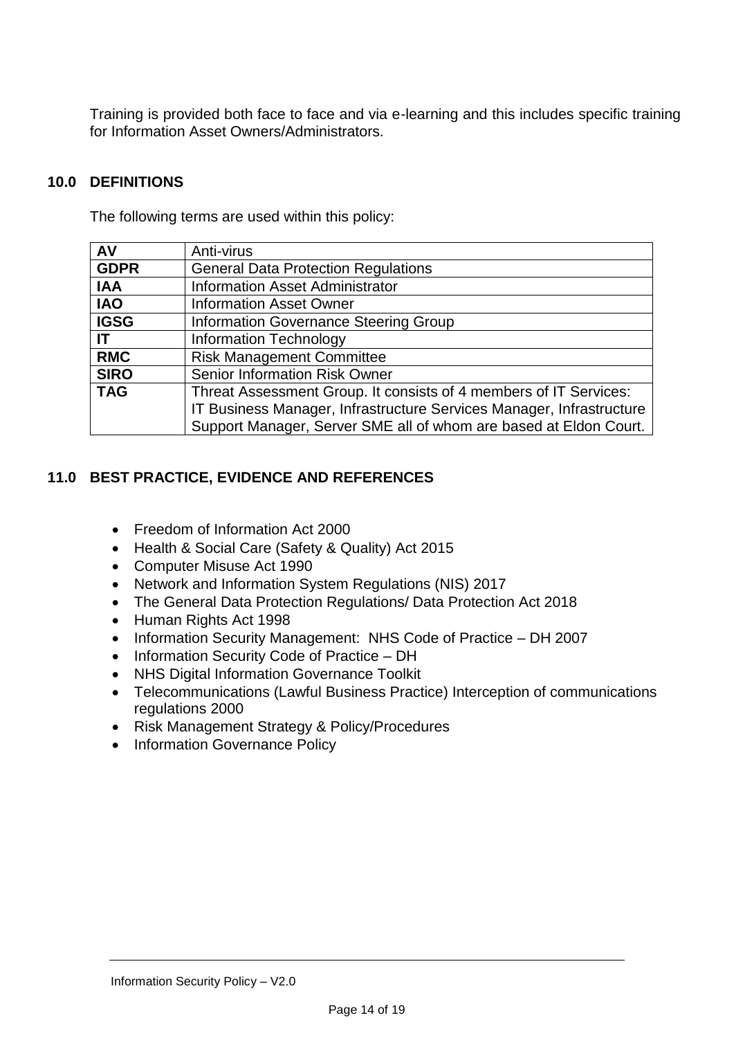Training is provided both face to face and via e-learning and this includes specific training for Information Asset Owners/Administrators.

## 10.0 DEFINITIONS

The following terms are used within this policy:

| | |
|---|---|
| **AV** | Anti-virus |
| **GDPR** | General Data Protection Regulations |
| **IAA** | Information Asset Administrator |
| **IAO** | Information Asset Owner |
| **IGSG** | Information Governance Steering Group |
| **IT** | Information Technology |
| **RMC** | Risk Management Committee |
| **SIRO** | Senior Information Risk Owner |
| **TAG** | Threat Assessment Group. It consists of 4 members of IT Services: IT Business Manager, Infrastructure Services Manager, Infrastructure Support Manager, Server SME all of whom are based at Eldon Court. |

## 11.0 BEST PRACTICE, EVIDENCE AND REFERENCES

- Freedom of Information Act 2000
- Health & Social Care (Safety & Quality) Act 2015
- Computer Misuse Act 1990
- Network and Information System Regulations (NIS) 2017
- The General Data Protection Regulations/ Data Protection Act 2018
- Human Rights Act 1998
- Information Security Management: NHS Code of Practice – DH 2007
- Information Security Code of Practice – DH
- NHS Digital Information Governance Toolkit
- Telecommunications (Lawful Business Practice) Interception of communications regulations 2000
- Risk Management Strategy & Policy/Procedures
- Information Governance Policy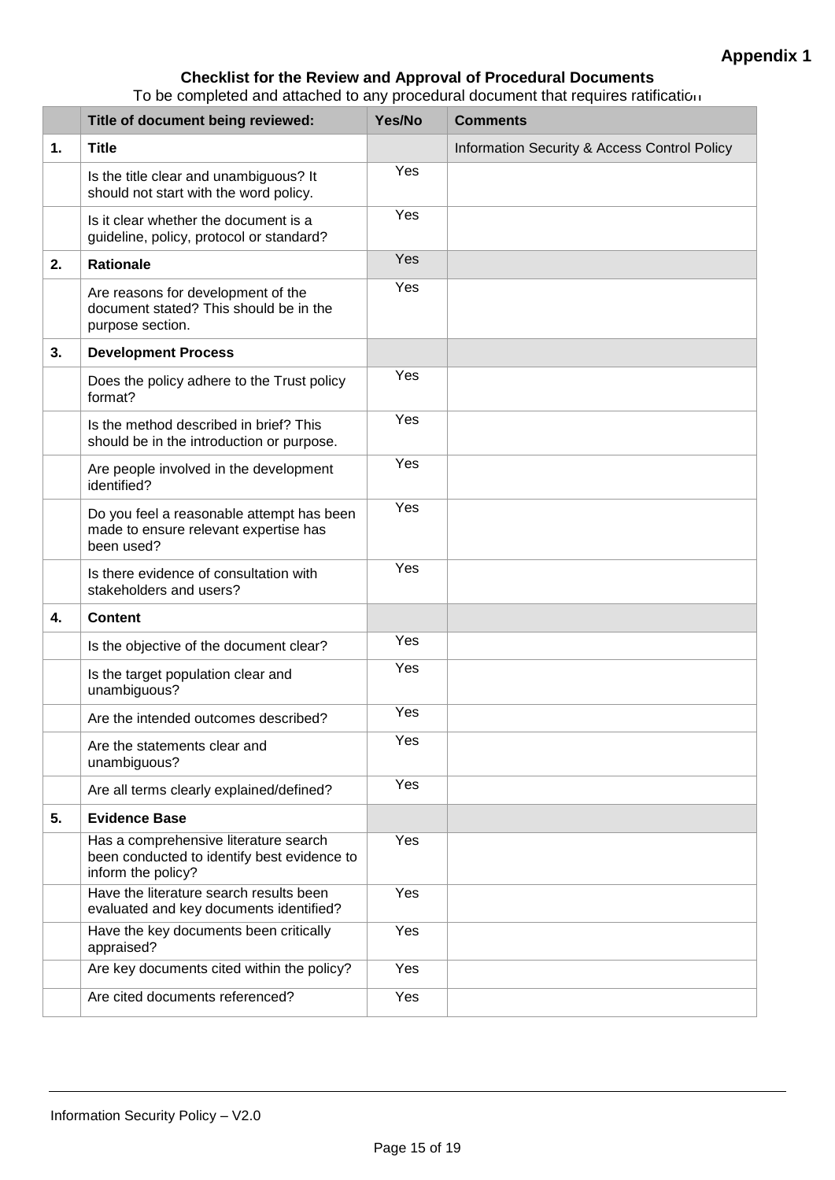**Appendix 1**

**Checklist for the Review and Approval of Procedural Documents**

To be completed and attached to any procedural document that requires ratification

| | **Title of document being reviewed:** | **Yes/No** | **Comments** |
|---|---|---|---|
| **1.** | **Title** | | Information Security & Access Control Policy |
| | Is the title clear and unambiguous? It should not start with the word policy. | Yes | |
| | Is it clear whether the document is a guideline, policy, protocol or standard? | Yes | |
| **2.** | **Rationale** | Yes | |
| | Are reasons for development of the document stated? This should be in the purpose section. | Yes | |
| **3.** | **Development Process** | | |
| | Does the policy adhere to the Trust policy format? | Yes | |
| | Is the method described in brief? This should be in the introduction or purpose. | Yes | |
| | Are people involved in the development identified? | Yes | |
| | Do you feel a reasonable attempt has been made to ensure relevant expertise has been used? | Yes | |
| | Is there evidence of consultation with stakeholders and users? | Yes | |
| **4.** | **Content** | | |
| | Is the objective of the document clear? | Yes | |
| | Is the target population clear and unambiguous? | Yes | |
| | Are the intended outcomes described? | Yes | |
| | Are the statements clear and unambiguous? | Yes | |
| | Are all terms clearly explained/defined? | Yes | |
| **5.** | **Evidence Base** | | |
| | Has a comprehensive literature search been conducted to identify best evidence to inform the policy? | Yes | |
| | Have the literature search results been evaluated and key documents identified? | Yes | |
| | Have the key documents been critically appraised? | Yes | |
| | Are key documents cited within the policy? | Yes | |
| | Are cited documents referenced? | Yes | |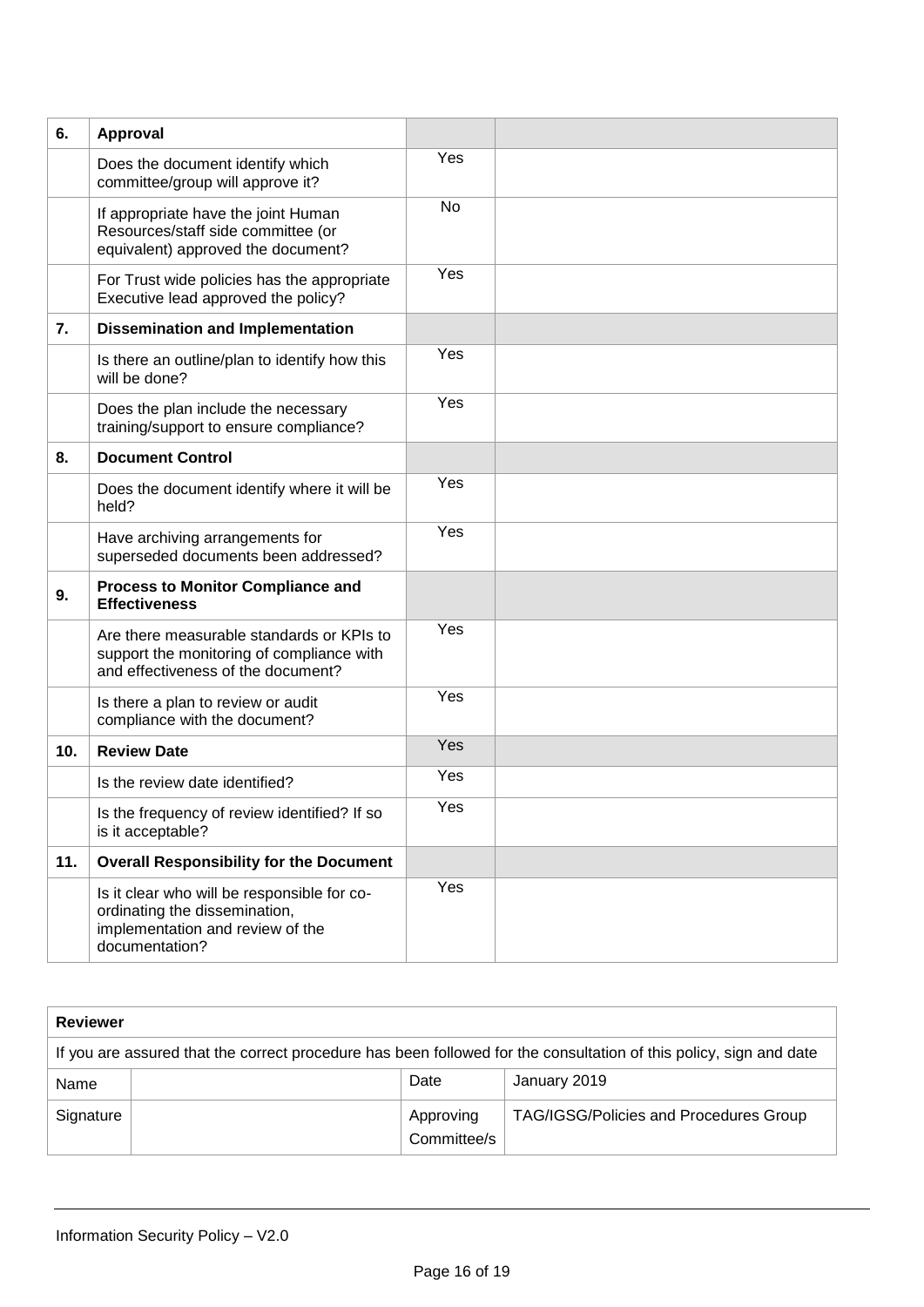| 6. | **Approval** | | |
|---|---|---|---|
| | Does the document identify which committee/group will approve it? | Yes | |
| | If appropriate have the joint Human Resources/staff side committee (or equivalent) approved the document? | No | |
| | For Trust wide policies has the appropriate Executive lead approved the policy? | Yes | |
| **7.** | **Dissemination and Implementation** | | |
| | Is there an outline/plan to identify how this will be done? | Yes | |
| | Does the plan include the necessary training/support to ensure compliance? | Yes | |
| **8.** | **Document Control** | | |
| | Does the document identify where it will be held? | Yes | |
| | Have archiving arrangements for superseded documents been addressed? | Yes | |
| **9.** | **Process to Monitor Compliance and Effectiveness** | | |
| | Are there measurable standards or KPIs to support the monitoring of compliance with and effectiveness of the document? | Yes | |
| | Is there a plan to review or audit compliance with the document? | Yes | |
| **10.** | **Review Date** | Yes | |
| | Is the review date identified? | Yes | |
| | Is the frequency of review identified? If so is it acceptable? | Yes | |
| **11.** | **Overall Responsibility for the Document** | | |
| | Is it clear who will be responsible for co-ordinating the dissemination, implementation and review of the documentation? | Yes | |

| **Reviewer** | | | |
|---|---|---|---|
| If you are assured that the correct procedure has been followed for the consultation of this policy, sign and date | | | |
| Name | | Date | January 2019 |
| Signature | | Approving Committee/s | TAG/IGSG/Policies and Procedures Group |

Information Security Policy – V2.0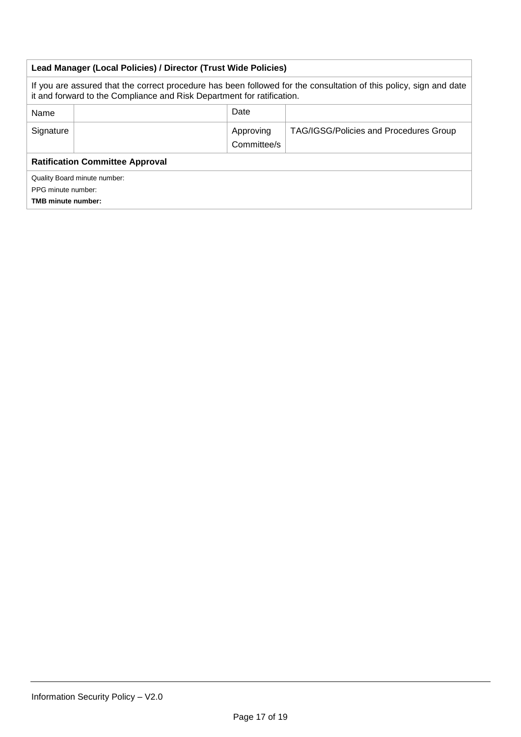| **Lead Manager (Local Policies) / Director (Trust Wide Policies)** | | | |
|---|---|---|---|
| If you are assured that the correct procedure has been followed for the consultation of this policy, sign and date it and forward to the Compliance and Risk Department for ratification. | | | |
| Name | | Date | |
| Signature | | Approving Committee/s | TAG/IGSG/Policies and Procedures Group |
| **Ratification Committee Approval** | | | |
| Quality Board minute number:<br>PPG minute number:<br>**TMB minute number:** | | | |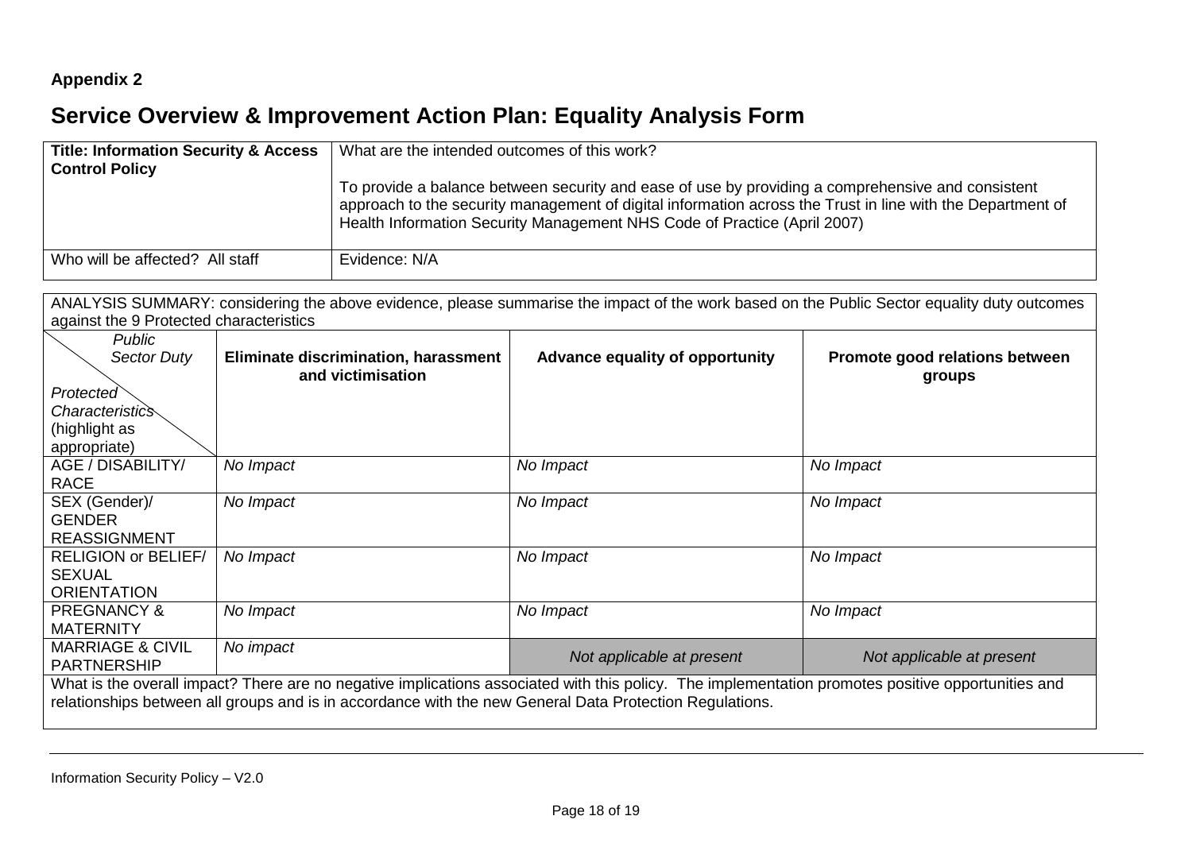**Appendix 2**

# Service Overview & Improvement Action Plan: Equality Analysis Form

| **Title: Information Security & Access Control Policy** | What are the intended outcomes of this work?<br><br>To provide a balance between security and ease of use by providing a comprehensive and consistent approach to the security management of digital information across the Trust in line with the Department of Health Information Security Management NHS Code of Practice (April 2007) |
|---|---|
| Who will be affected? All staff | Evidence: N/A |

ANALYSIS SUMMARY: considering the above evidence, please summarise the impact of the work based on the Public Sector equality duty outcomes against the 9 Protected characteristics

| *Public Sector Duty* / *Protected Characteristics* (highlight as appropriate) | **Eliminate discrimination, harassment and victimisation** | **Advance equality of opportunity** | **Promote good relations between groups** |
|---|---|---|---|
| AGE / DISABILITY/ RACE | *No Impact* | *No Impact* | *No Impact* |
| SEX (Gender)/ GENDER REASSIGNMENT | *No Impact* | *No Impact* | *No Impact* |
| RELIGION or BELIEF/ SEXUAL ORIENTATION | *No Impact* | *No Impact* | *No Impact* |
| PREGNANCY & MATERNITY | *No Impact* | *No Impact* | *No Impact* |
| MARRIAGE & CIVIL PARTNERSHIP | *No impact* | *Not applicable at present* | *Not applicable at present* |

What is the overall impact? There are no negative implications associated with this policy. The implementation promotes positive opportunities and relationships between all groups and is in accordance with the new General Data Protection Regulations.

Information Security Policy – V2.0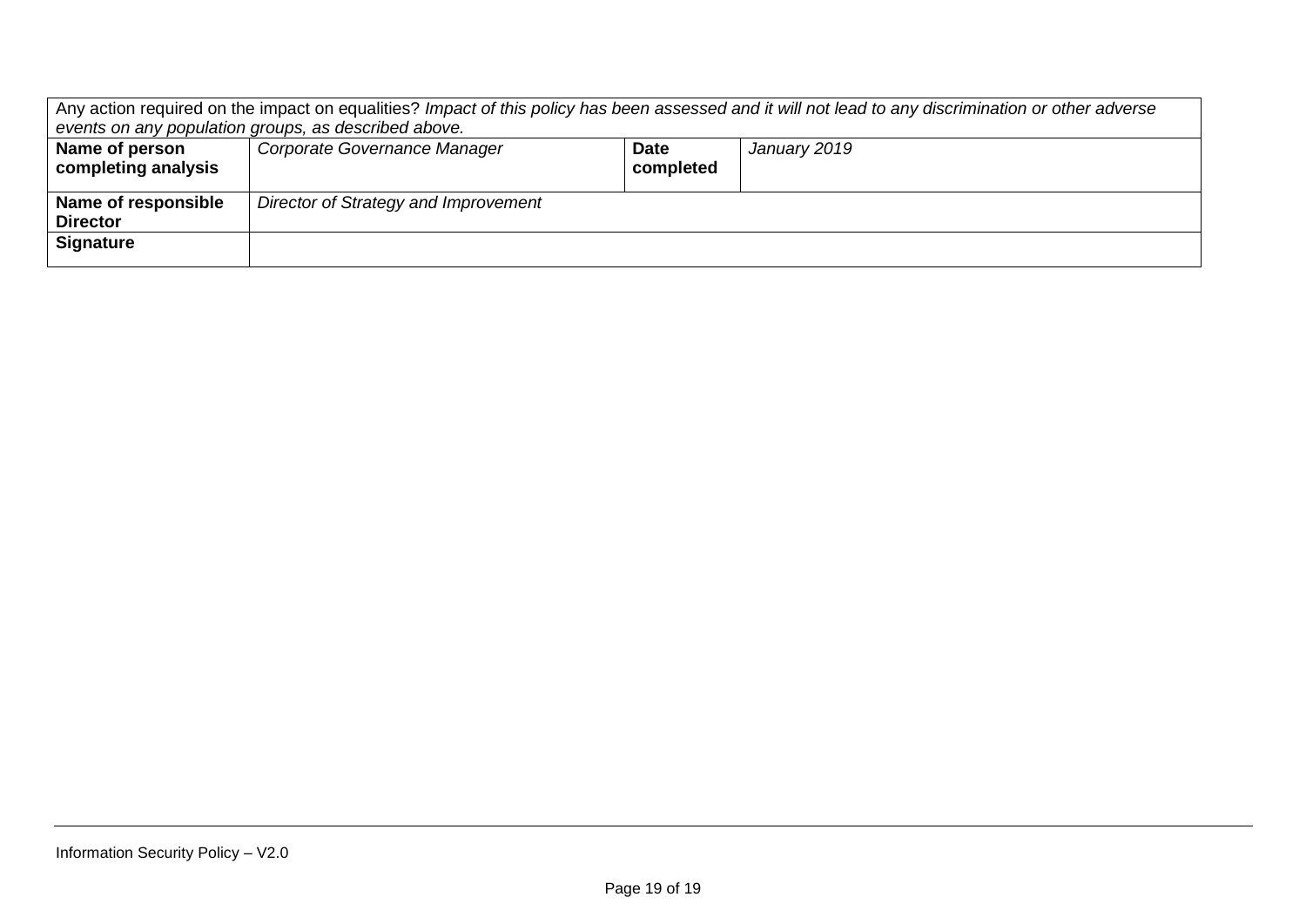| | | | |
|---|---|---|---|
| Any action required on the impact on equalities? *Impact of this policy has been assessed and it will not lead to any discrimination or other adverse events on any population groups, as described above.* | | | |
| **Name of person completing analysis** | *Corporate Governance Manager* | **Date completed** | *January 2019* |
| **Name of responsible Director** | *Director of Strategy and Improvement* | | |
| **Signature** | | | |

Information Security Policy – V2.0